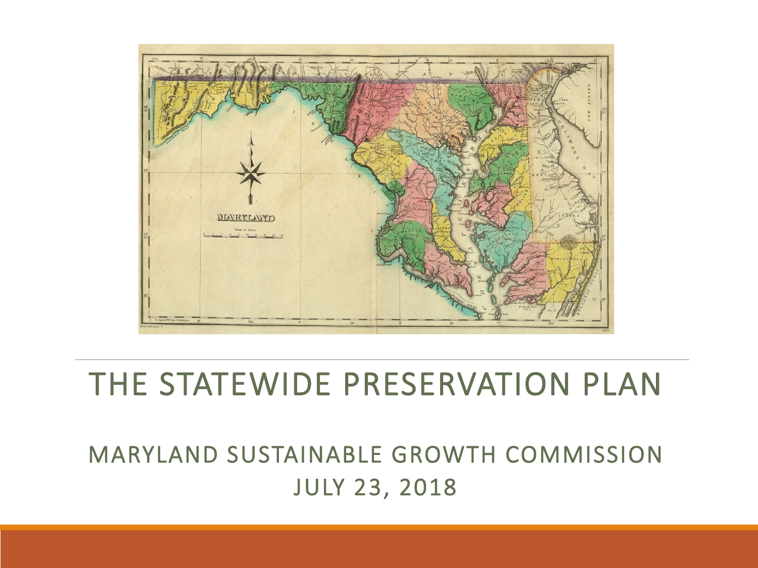# THE STATEWIDE PRESERVATION PLAN

## MARYLAND SUSTAINABLE GROWTH COMMISSION

## JULY 23, 2018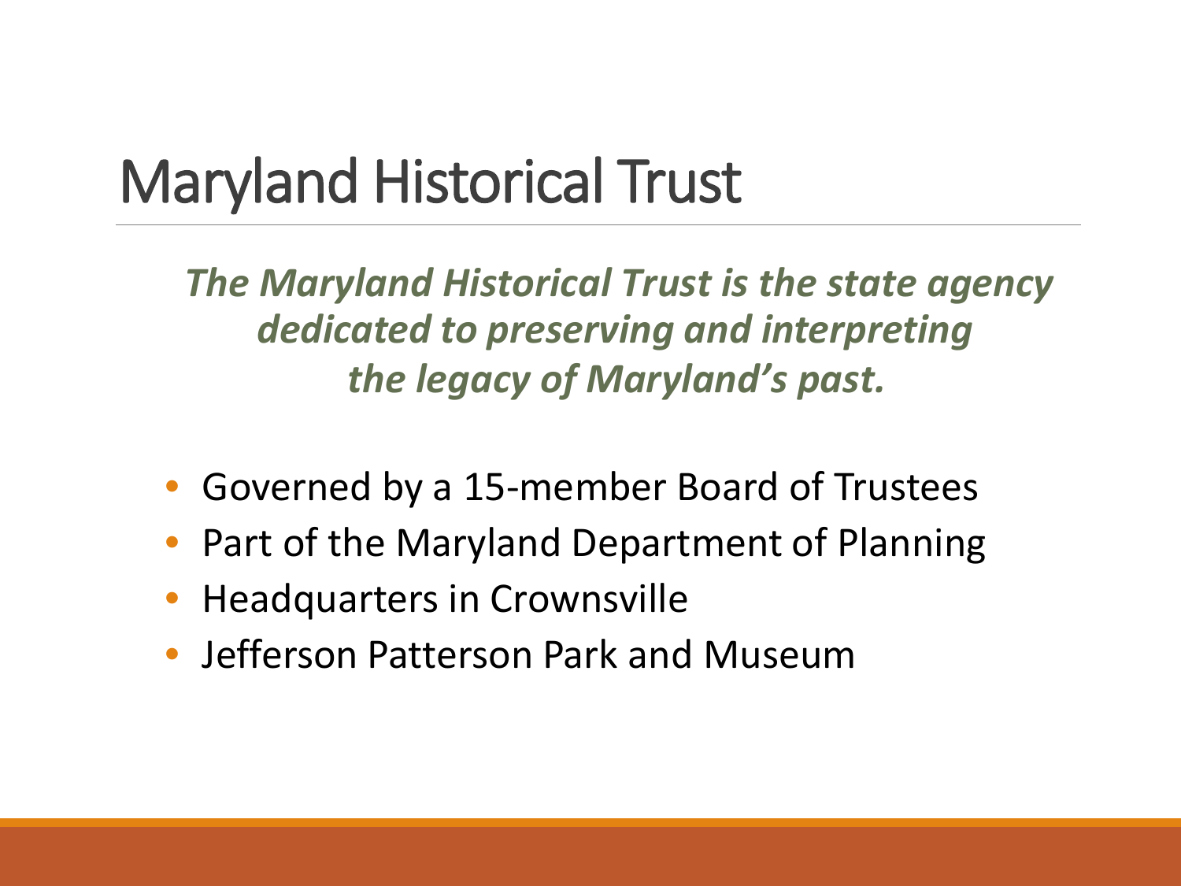# Maryland Historical Trust

***The Maryland Historical Trust is the state agency dedicated to preserving and interpreting the legacy of Maryland's past.***

- Governed by a 15-member Board of Trustees
- Part of the Maryland Department of Planning
- Headquarters in Crownsville
- Jefferson Patterson Park and Museum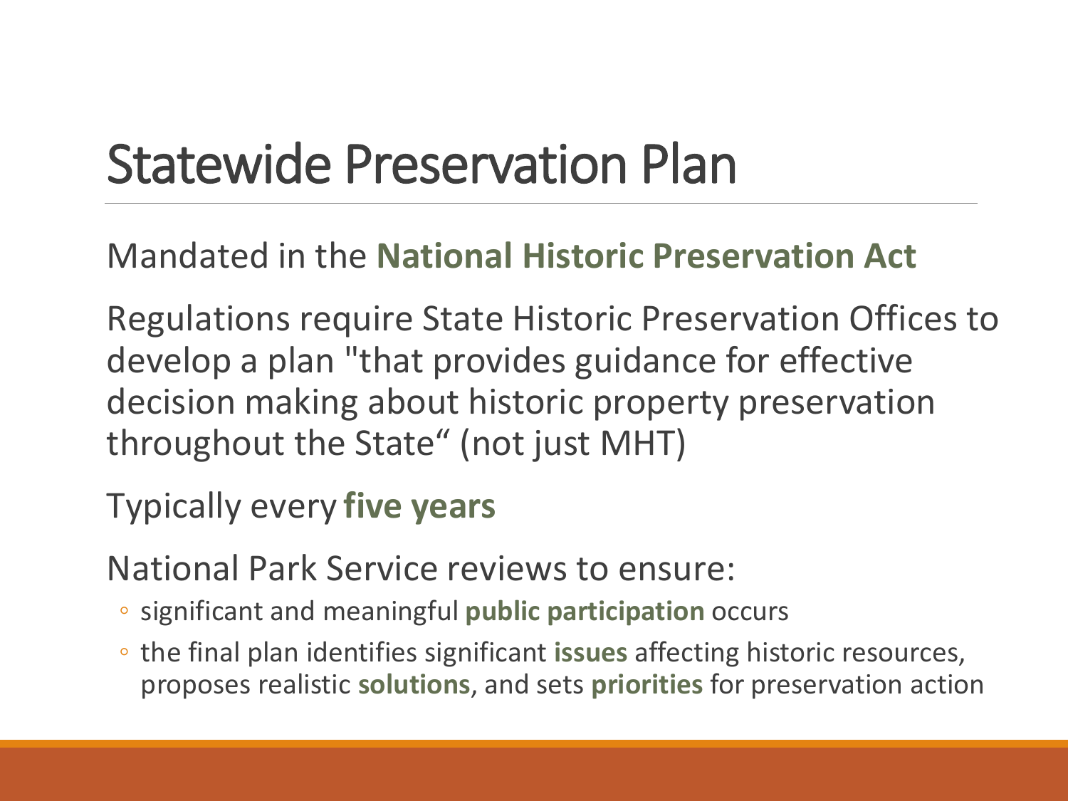# Statewide Preservation Plan

Mandated in the **National Historic Preservation Act**

Regulations require State Historic Preservation Offices to develop a plan "that provides guidance for effective decision making about historic property preservation throughout the State" (not just MHT)

Typically every **five years**

National Park Service reviews to ensure:

- significant and meaningful **public participation** occurs
- the final plan identifies significant **issues** affecting historic resources, proposes realistic **solutions**, and sets **priorities** for preservation action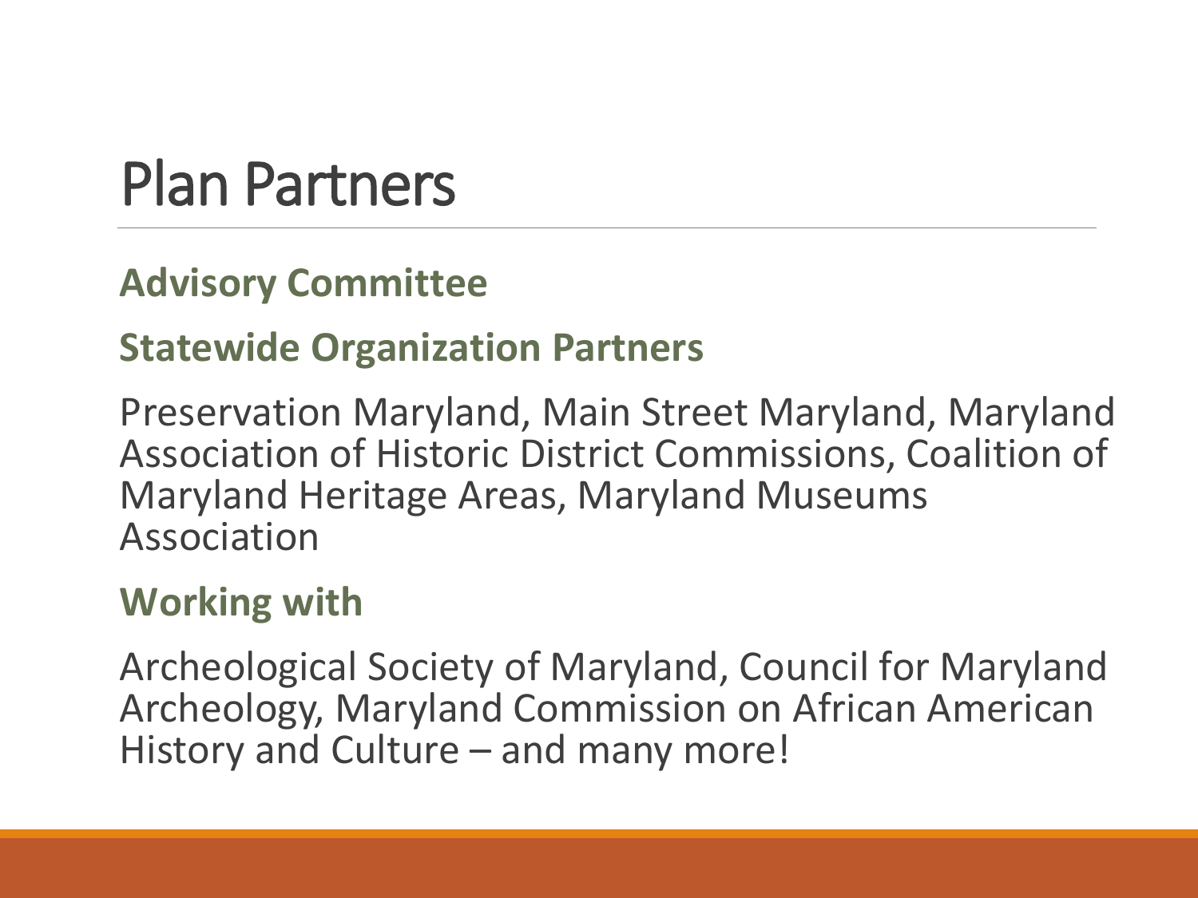# Plan Partners

**Advisory Committee**

**Statewide Organization Partners**

Preservation Maryland, Main Street Maryland, Maryland Association of Historic District Commissions, Coalition of Maryland Heritage Areas, Maryland Museums Association

**Working with**

Archeological Society of Maryland, Council for Maryland Archeology, Maryland Commission on African American History and Culture – and many more!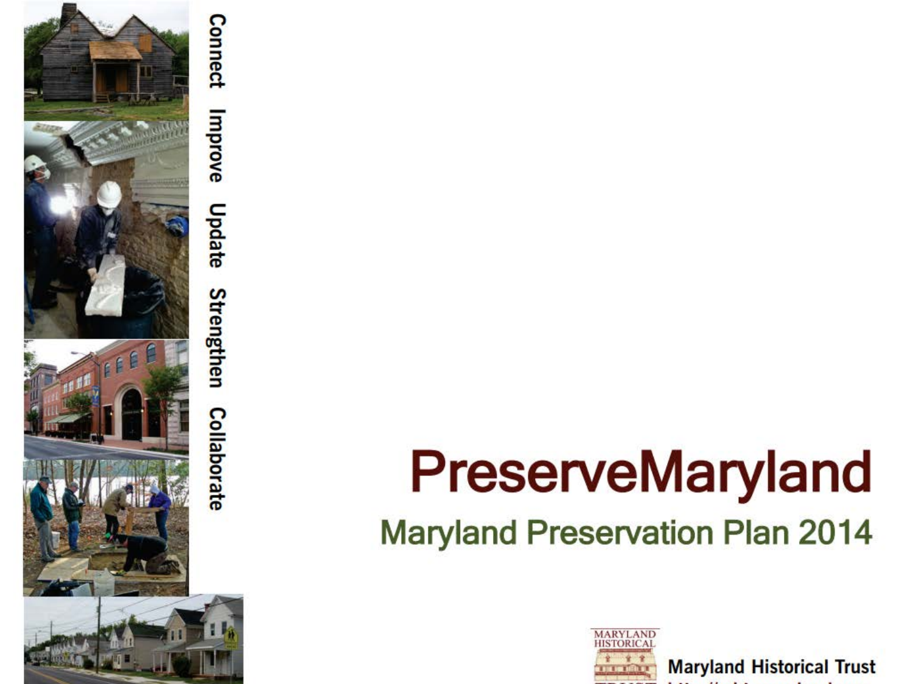Connect Improve Update Strengthen Collaborate

# PreserveMaryland

## Maryland Preservation Plan 2014

Maryland Historical Trust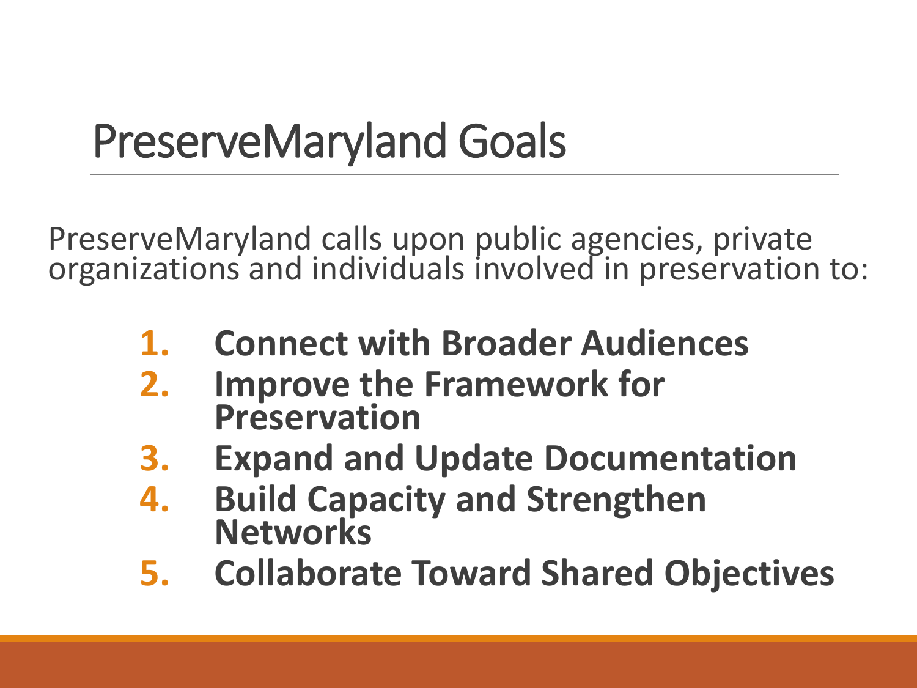# PreserveMaryland Goals

PreserveMaryland calls upon public agencies, private organizations and individuals involved in preservation to:

1. **Connect with Broader Audiences**
2. **Improve the Framework for Preservation**
3. **Expand and Update Documentation**
4. **Build Capacity and Strengthen Networks**
5. **Collaborate Toward Shared Objectives**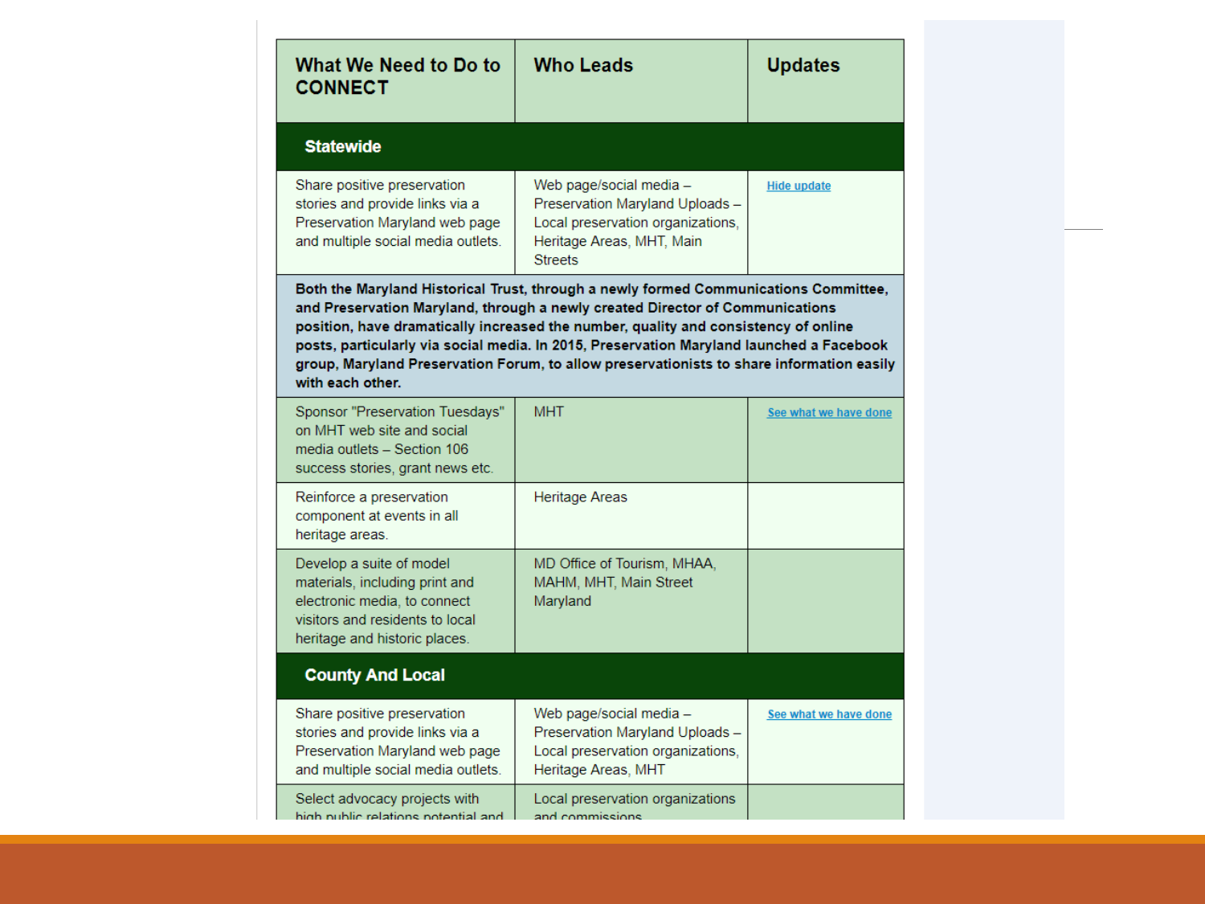| What We Need to Do to CONNECT | Who Leads | Updates |
| --- | --- | --- |
| **Statewide** | | |
| Share positive preservation stories and provide links via a Preservation Maryland web page and multiple social media outlets. | Web page/social media – Preservation Maryland Uploads – Local preservation organizations, Heritage Areas, MHT, Main Streets | Hide update |
| **Both the Maryland Historical Trust, through a newly formed Communications Committee, and Preservation Maryland, through a newly created Director of Communications position, have dramatically increased the number, quality and consistency of online posts, particularly via social media. In 2015, Preservation Maryland launched a Facebook group, Maryland Preservation Forum, to allow preservationists to share information easily with each other.** | | |
| Sponsor "Preservation Tuesdays" on MHT web site and social media outlets – Section 106 success stories, grant news etc. | MHT | See what we have done |
| Reinforce a preservation component at events in all heritage areas. | Heritage Areas | |
| Develop a suite of model materials, including print and electronic media, to connect visitors and residents to local heritage and historic places. | MD Office of Tourism, MHAA, MAHM, MHT, Main Street Maryland | |
| **County And Local** | | |
| Share positive preservation stories and provide links via a Preservation Maryland web page and multiple social media outlets. | Web page/social media – Preservation Maryland Uploads – Local preservation organizations, Heritage Areas, MHT | See what we have done |
| Select advocacy projects with high public relations potential and | Local preservation organizations and commissions | |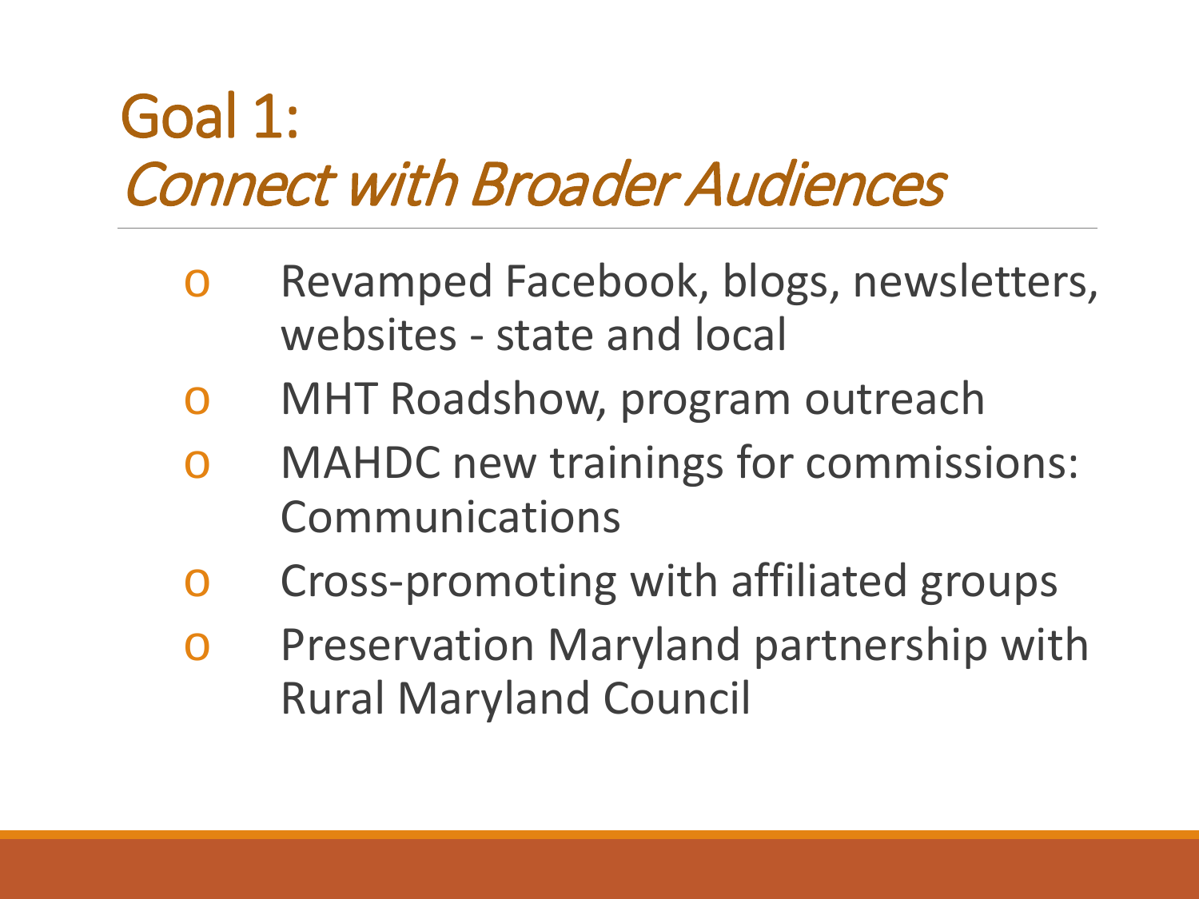# Goal 1:
## *Connect with Broader Audiences*

- Revamped Facebook, blogs, newsletters, websites - state and local
- MHT Roadshow, program outreach
- MAHDC new trainings for commissions: Communications
- Cross-promoting with affiliated groups
- Preservation Maryland partnership with Rural Maryland Council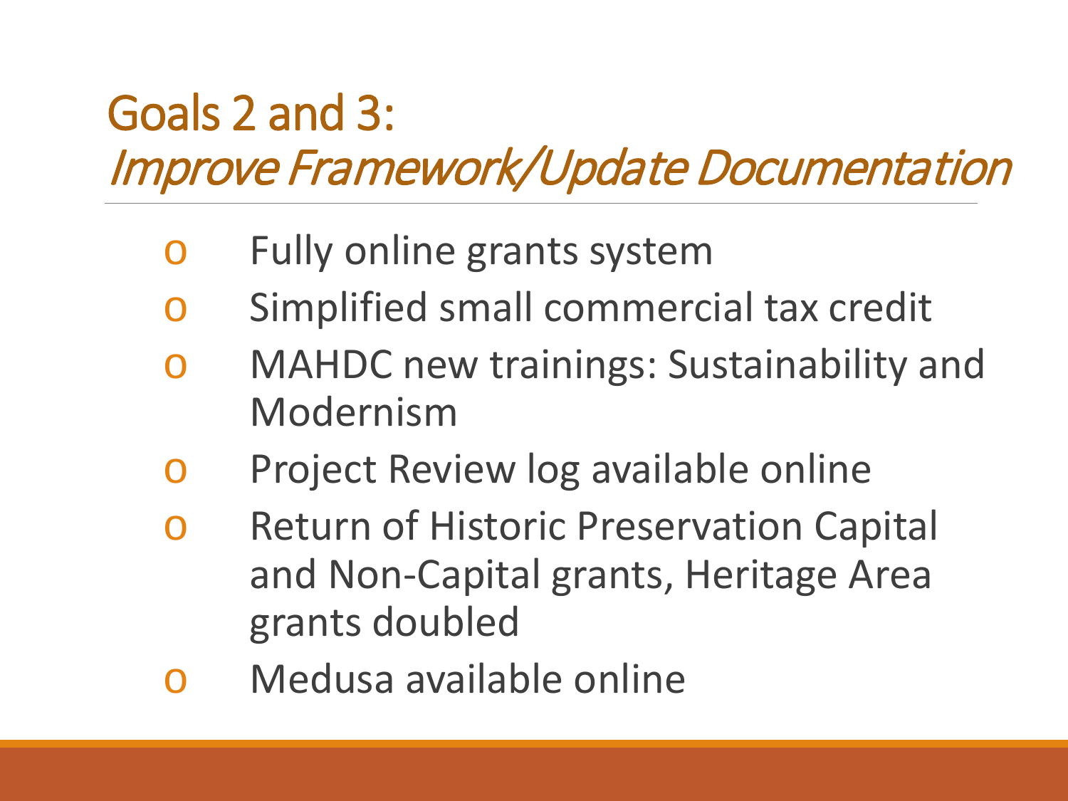# Goals 2 and 3:
## *Improve Framework/Update Documentation*

- Fully online grants system
- Simplified small commercial tax credit
- MAHDC new trainings: Sustainability and Modernism
- Project Review log available online
- Return of Historic Preservation Capital and Non-Capital grants, Heritage Area grants doubled
- Medusa available online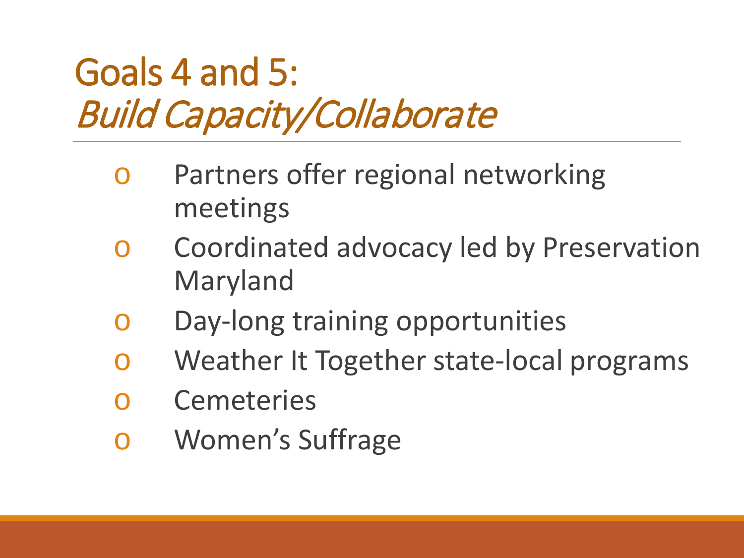# Goals 4 and 5: *Build Capacity/Collaborate*

- Partners offer regional networking meetings
- Coordinated advocacy led by Preservation Maryland
- Day-long training opportunities
- Weather It Together state-local programs
- Cemeteries
- Women's Suffrage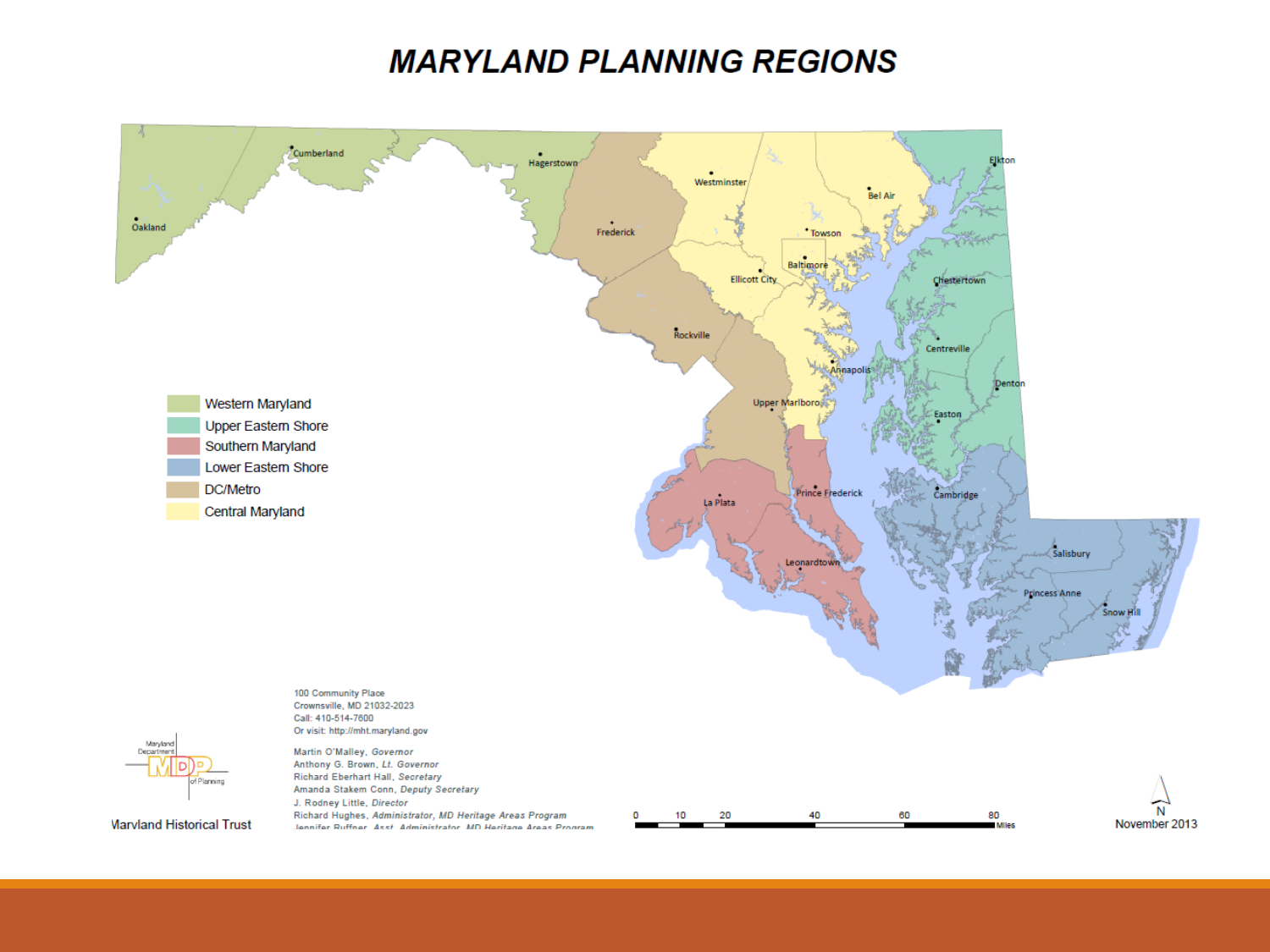# MARYLAND PLANNING REGIONS

- Western Maryland
- Upper Eastern Shore
- Southern Maryland
- Lower Eastern Shore
- DC/Metro
- Central Maryland

Oakland, Cumberland, Hagerstown, Frederick, Westminster, Bel Air, Elkton, Towson, Baltimore, Ellicott City, Chestertown, Rockville, Centreville, Annapolis, Denton, Upper Marlboro, Easton, Prince Frederick, Cambridge, La Plata, Salisbury, Leonardtown, Princess Anne, Snow Hill

100 Community Place
Crownsville, MD 21032-2023
Call: 410-514-7600
Or visit: http://mht.maryland.gov

Martin O'Malley, *Governor*
Anthony G. Brown, *Lt. Governor*
Richard Eberhart Hall, *Secretary*
Amanda Stakem Conn, *Deputy Secretary*
J. Rodney Little, *Director*
Richard Hughes, *Administrator, MD Heritage Areas Program*
Jennifer Ruffner, *Asst. Administrator, MD Heritage Areas Program*

Maryland Department of Planning

Maryland Historical Trust

0 10 20 40 60 80 Miles

N

November 2013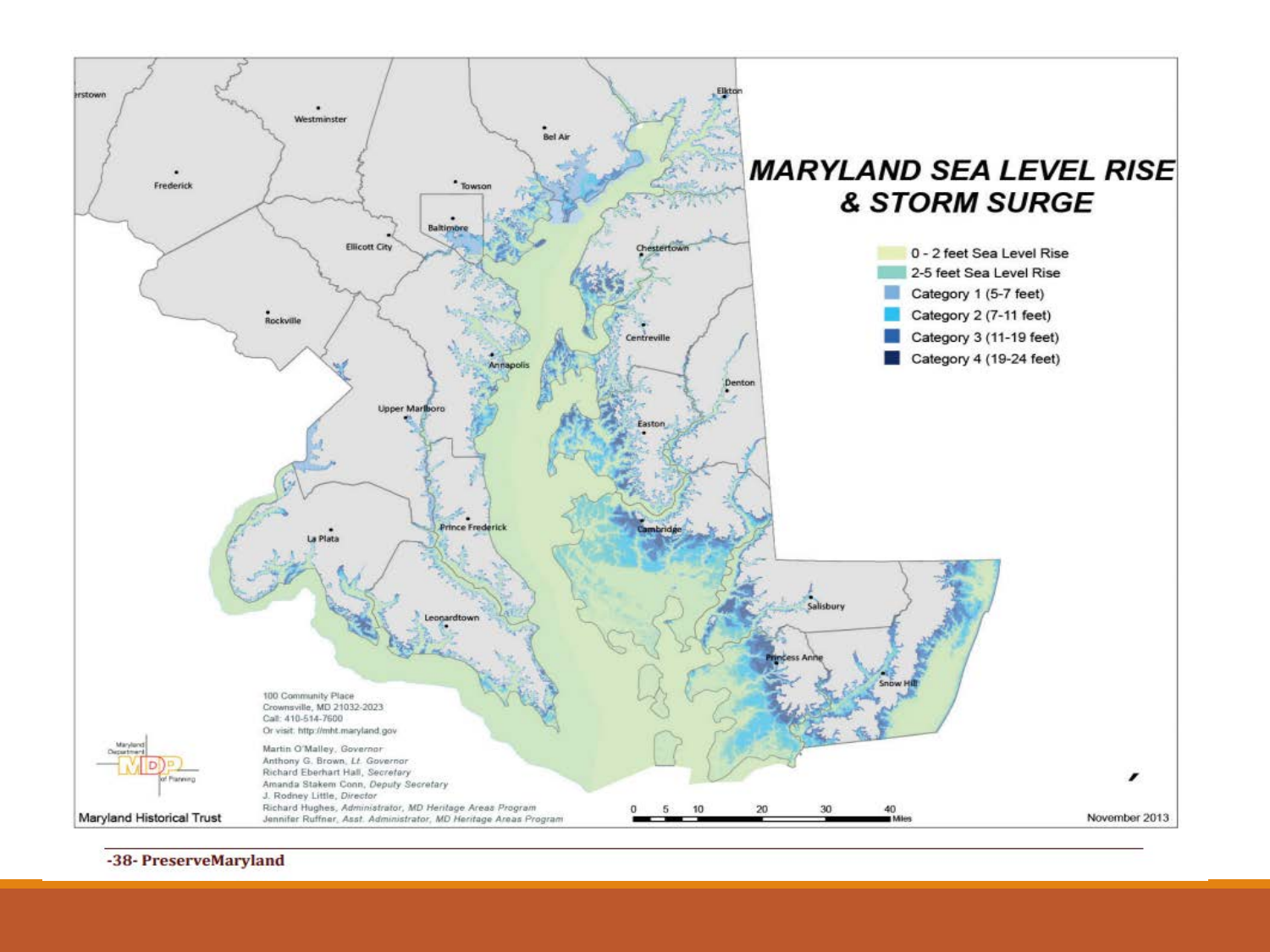# MARYLAND SEA LEVEL RISE & STORM SURGE

- 0 - 2 feet Sea Level Rise
- 2-5 feet Sea Level Rise
- Category 1 (5-7 feet)
- Category 2 (7-11 feet)
- Category 3 (11-19 feet)
- Category 4 (19-24 feet)

100 Community Place
Crownsville, MD 21032-2023
Call: 410-514-7600
Or visit: http://mht.maryland.gov

Martin O'Malley, *Governor*
Anthony G. Brown, *Lt. Governor*
Richard Eberhart Hall, *Secretary*
Amanda Stakem Conn, *Deputy Secretary*
J. Rodney Little, *Director*
Richard Hughes, *Administrator, MD Heritage Areas Program*
Jennifer Ruffner, *Asst. Administrator, MD Heritage Areas Program*

Maryland Historical Trust

November 2013

**-38- PreserveMaryland**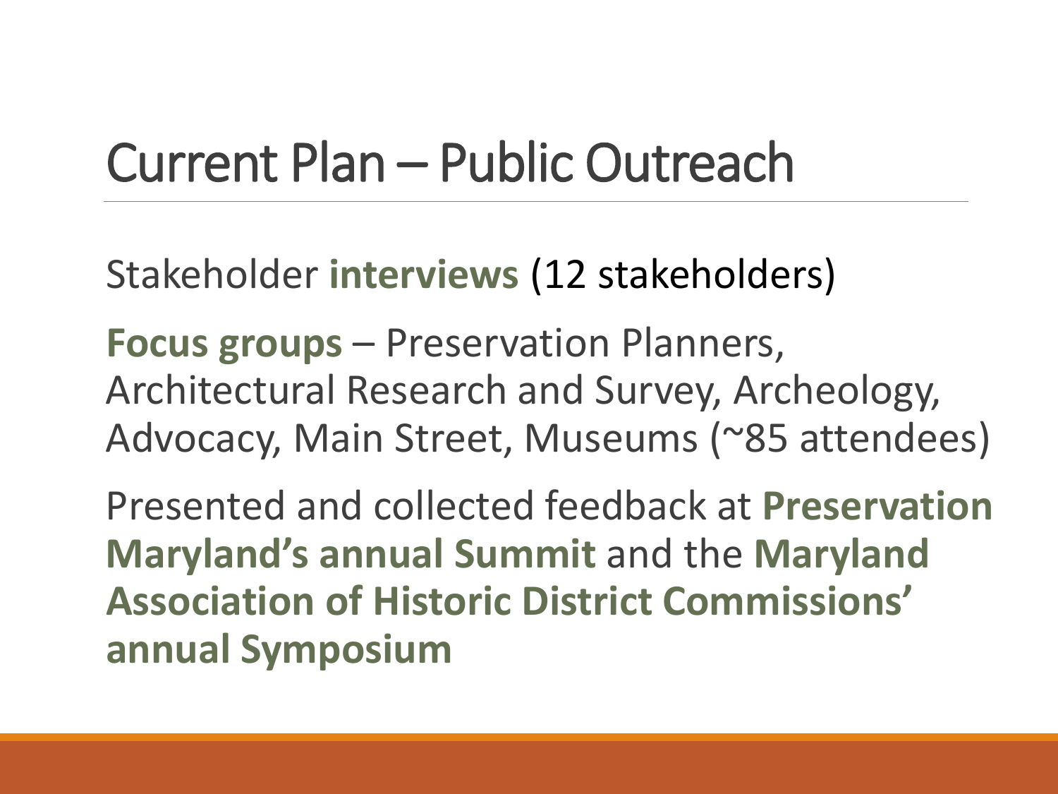# Current Plan – Public Outreach

Stakeholder **interviews** (12 stakeholders)

**Focus groups** – Preservation Planners, Architectural Research and Survey, Archeology, Advocacy, Main Street, Museums (~85 attendees)

Presented and collected feedback at **Preservation Maryland's annual Summit** and the **Maryland Association of Historic District Commissions' annual Symposium**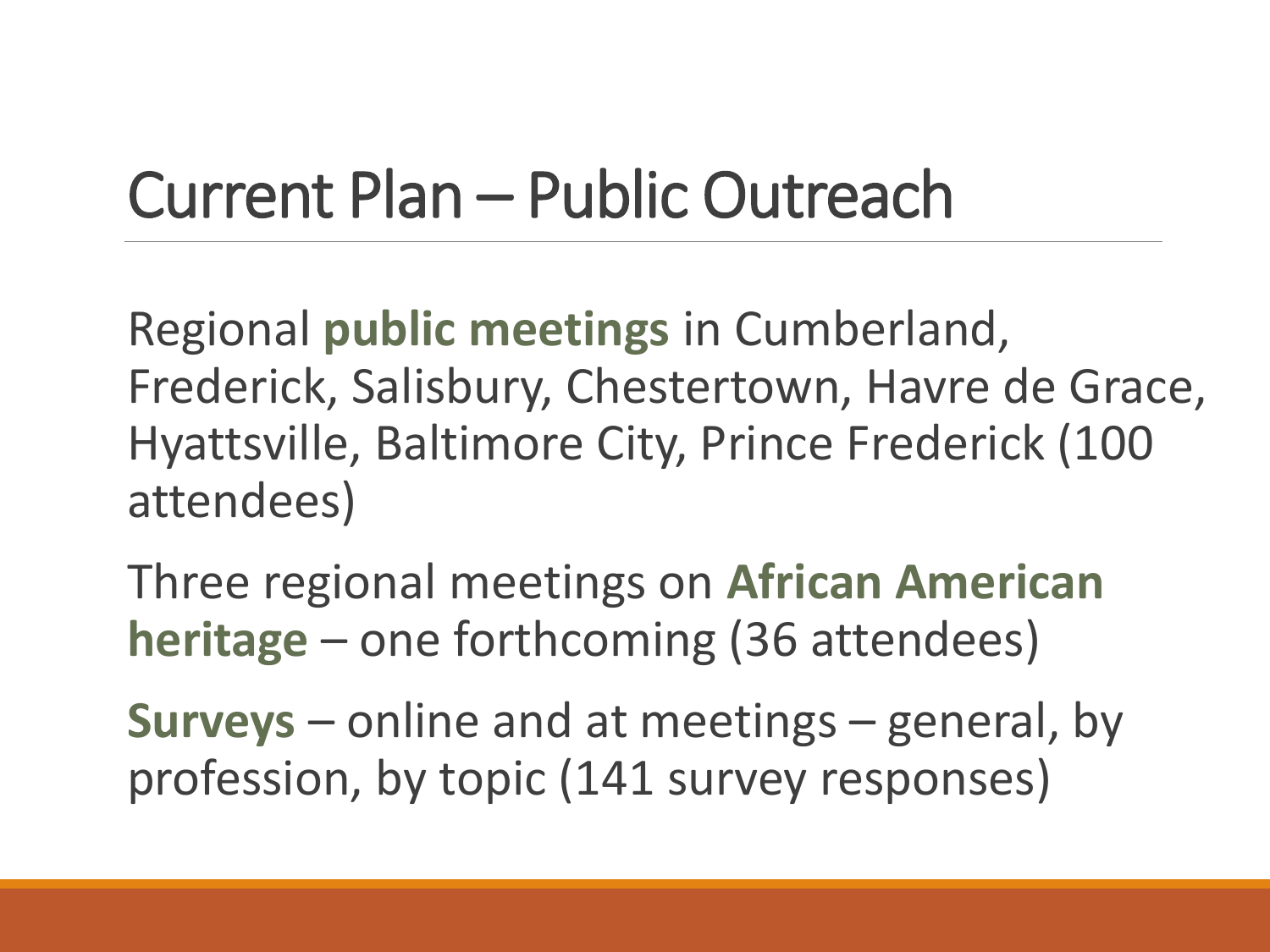# Current Plan – Public Outreach

Regional **public meetings** in Cumberland, Frederick, Salisbury, Chestertown, Havre de Grace, Hyattsville, Baltimore City, Prince Frederick (100 attendees)

Three regional meetings on **African American heritage** – one forthcoming (36 attendees)

**Surveys** – online and at meetings – general, by profession, by topic (141 survey responses)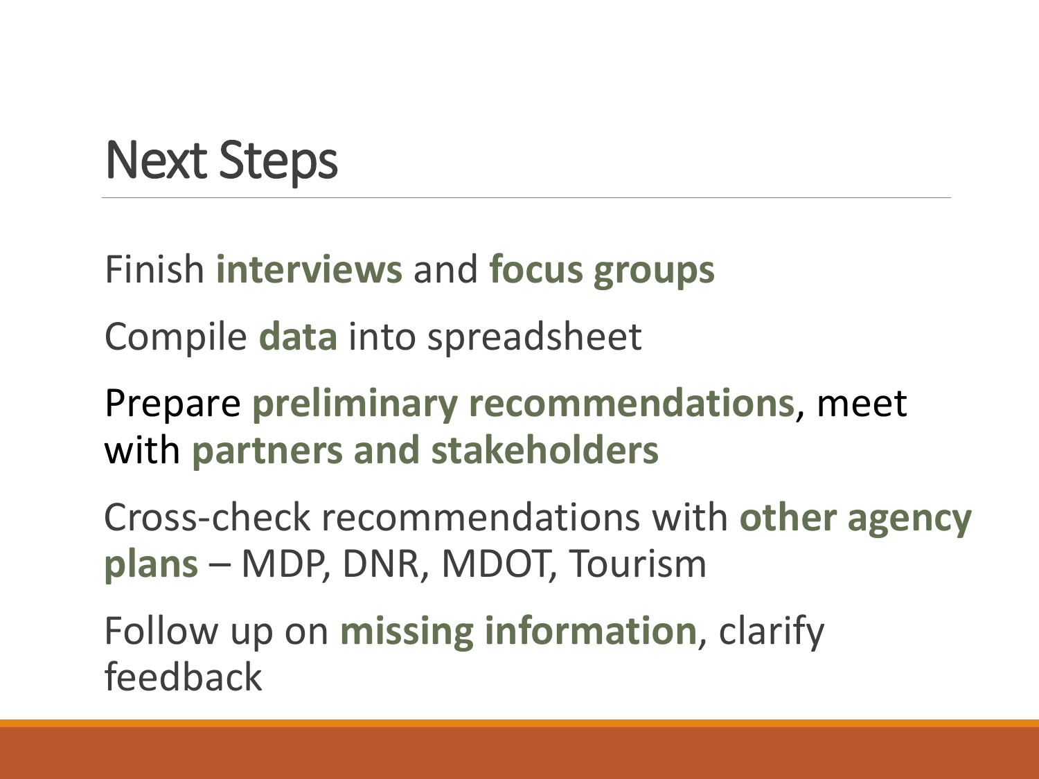# Next Steps

Finish **interviews** and **focus groups**

Compile **data** into spreadsheet

Prepare **preliminary recommendations**, meet with **partners and stakeholders**

Cross-check recommendations with **other agency plans** – MDP, DNR, MDOT, Tourism

Follow up on **missing information**, clarify feedback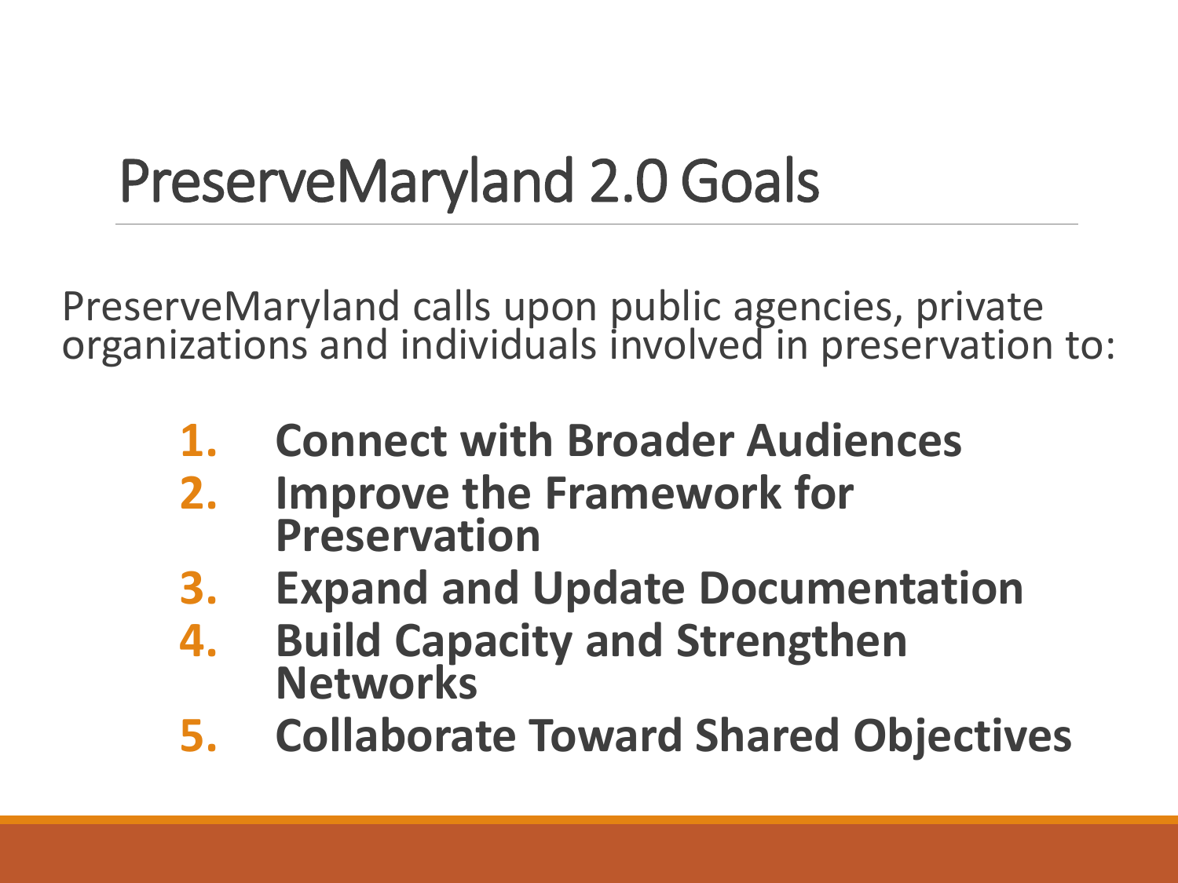# PreserveMaryland 2.0 Goals

PreserveMaryland calls upon public agencies, private organizations and individuals involved in preservation to:

1. **Connect with Broader Audiences**
2. **Improve the Framework for Preservation**
3. **Expand and Update Documentation**
4. **Build Capacity and Strengthen Networks**
5. **Collaborate Toward Shared Objectives**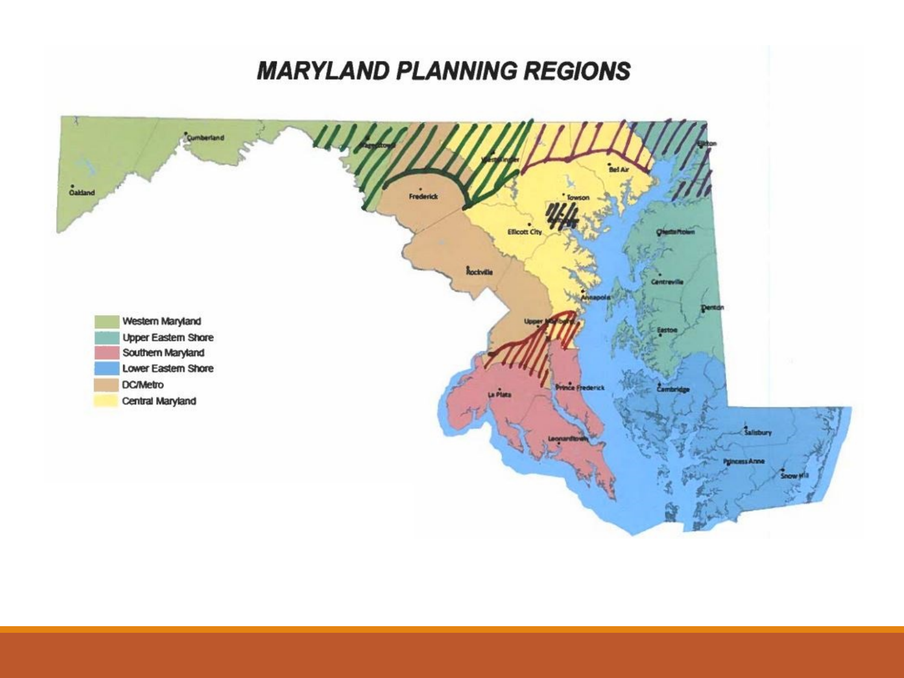# MARYLAND PLANNING REGIONS

- Western Maryland
- Upper Eastern Shore
- Southern Maryland
- Lower Eastern Shore
- DC/Metro
- Central Maryland

Cumberland, Oakland, Hagerstown, Westminster, Frederick, Bel Air, Elkton, Towson, Ellicott City, Rockville, Chestertown, Centreville, Annapolis, Denton, Upper Marlboro, Easton, La Plata, Prince Frederick, Cambridge, Leonardtown, Salisbury, Princess Anne, Snow Hill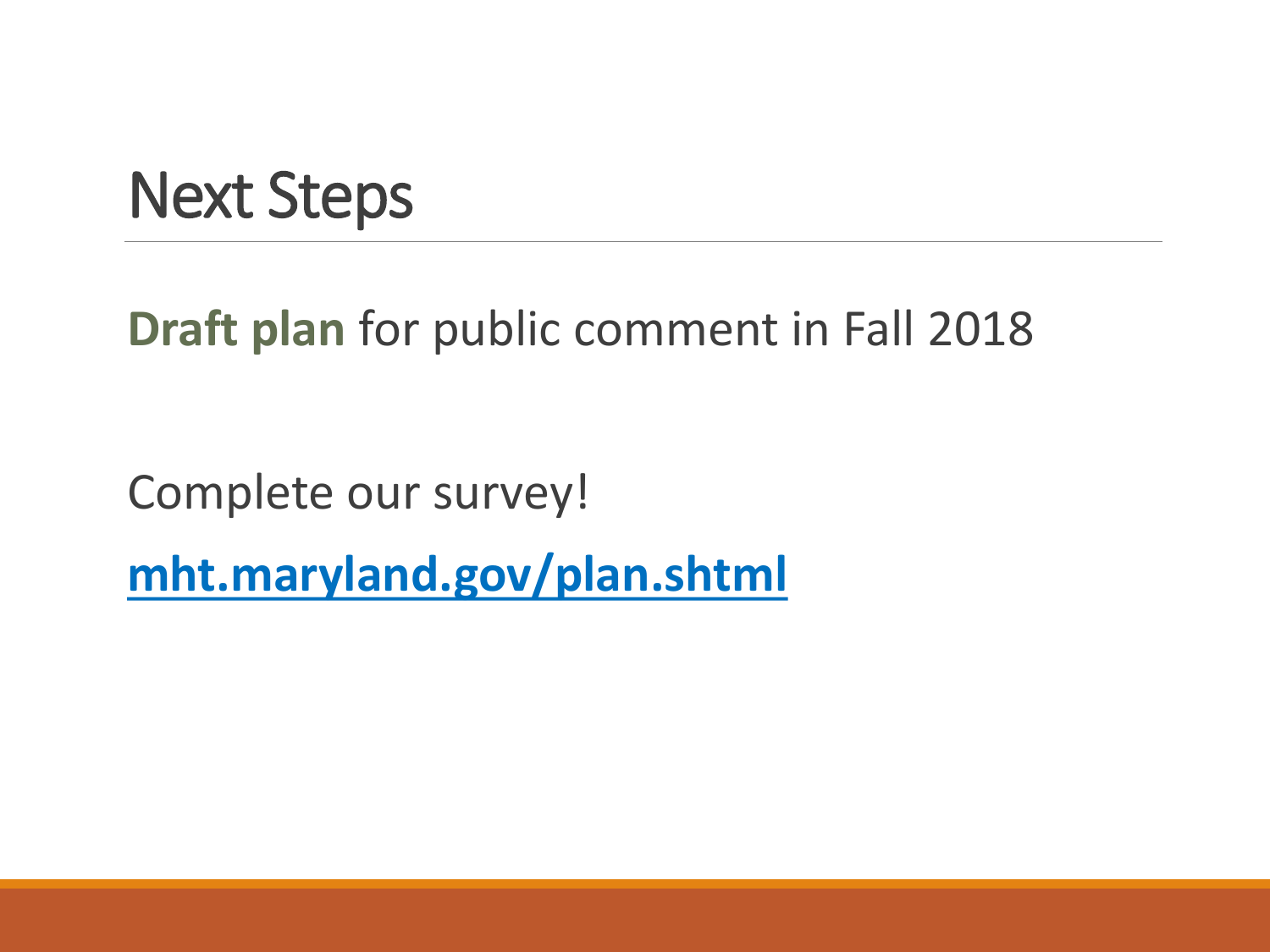# Next Steps

**Draft plan** for public comment in Fall 2018

Complete our survey!

**mht.maryland.gov/plan.shtml**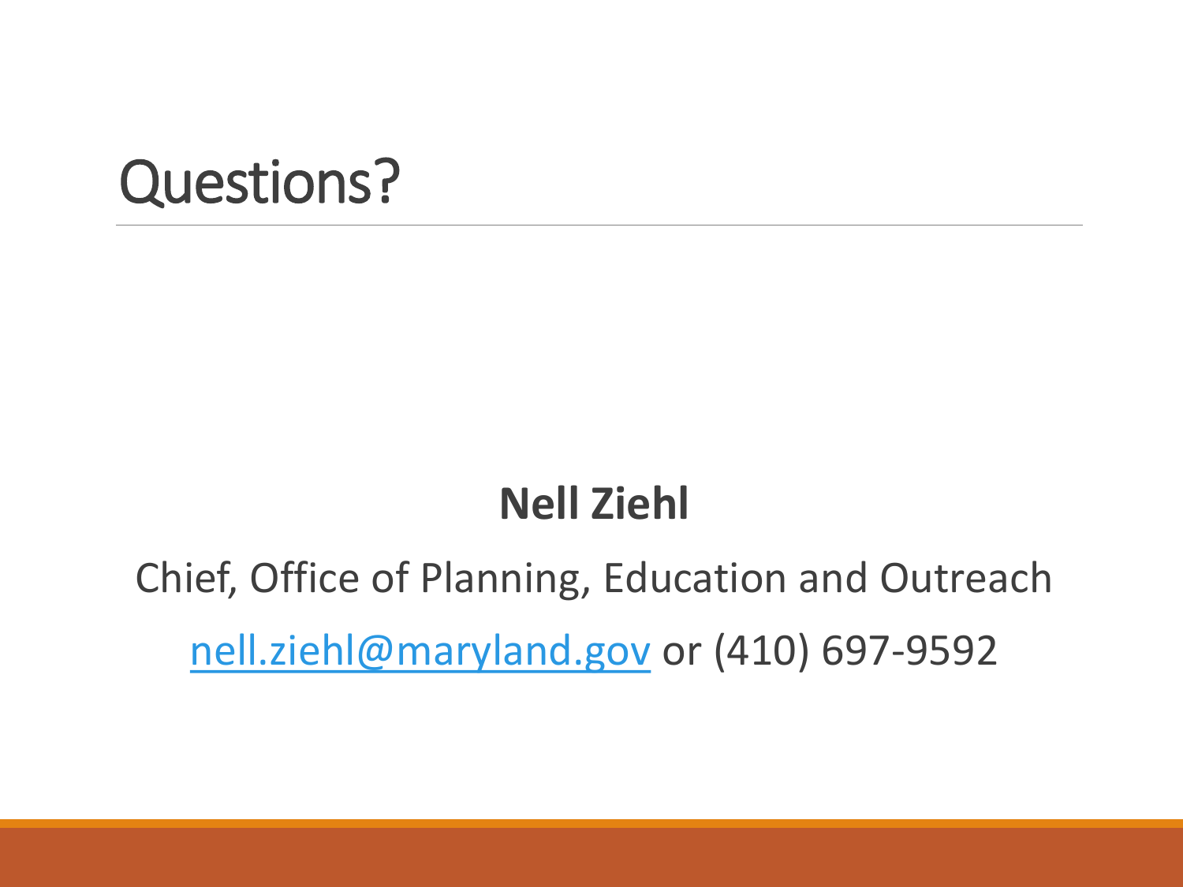# Questions?

**Nell Ziehl**

Chief, Office of Planning, Education and Outreach

nell.ziehl@maryland.gov or (410) 697-9592